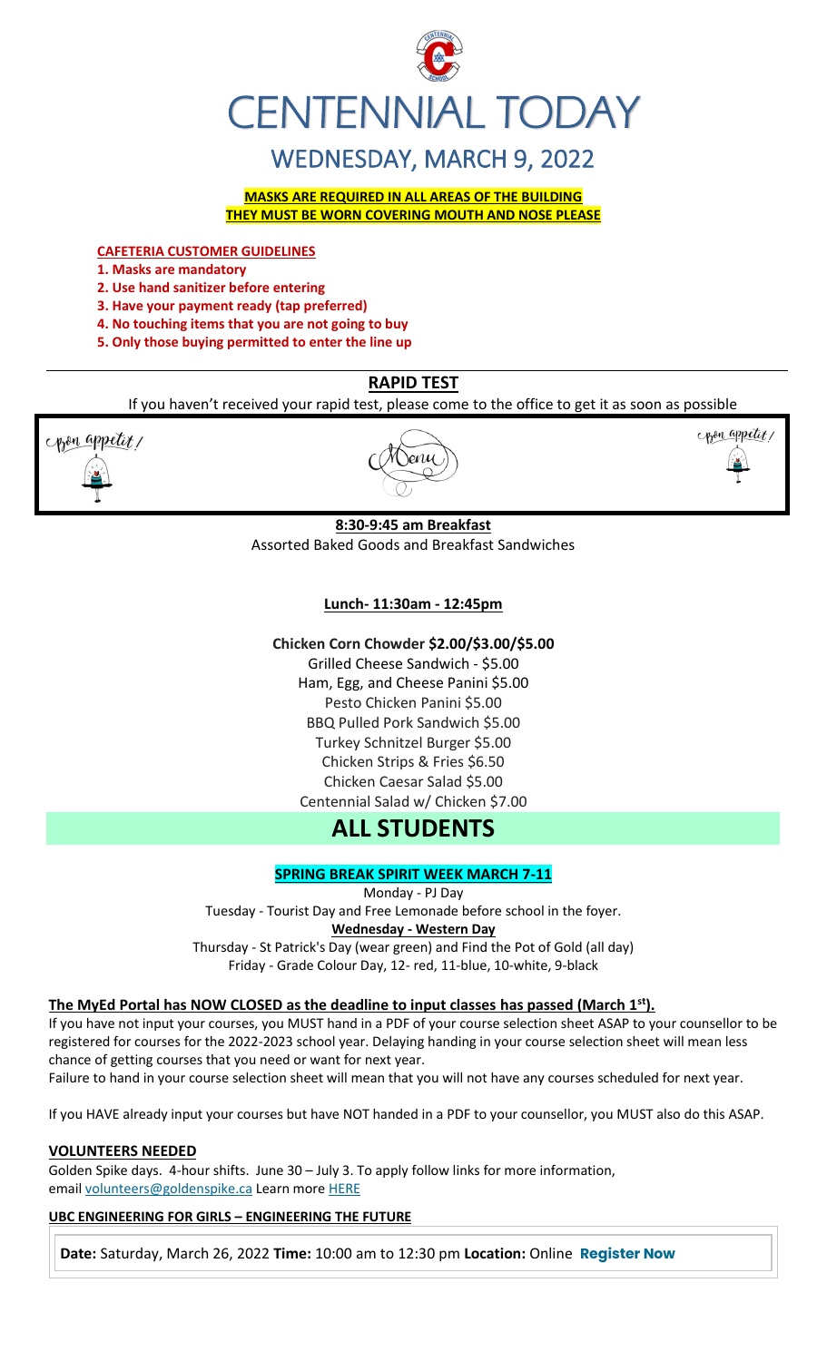# CENTENNIAL TODAY

## WEDNESDAY, MARCH 9, 2022

**MASKS ARE REQUIRED IN ALL AREAS OF THE BUILDING**
**THEY MUST BE WORN COVERING MOUTH AND NOSE PLEASE**

**CAFETERIA CUSTOMER GUIDELINES**

1. **Masks are mandatory**
2. **Use hand sanitizer before entering**
3. **Have your payment ready (tap preferred)**
4. **No touching items that you are not going to buy**
5. **Only those buying permitted to enter the line up**

## RAPID TEST

If you haven't received your rapid test, please come to the office to get it as soon as possible

Bon appetit! Menu Bon appetit!

**8:30-9:45 am Breakfast**

Assorted Baked Goods and Breakfast Sandwiches

**Lunch- 11:30am - 12:45pm**

**Chicken Corn Chowder $2.00/$3.00/$5.00**

Grilled Cheese Sandwich - $5.00
Ham, Egg, and Cheese Panini $5.00
Pesto Chicken Panini $5.00
BBQ Pulled Pork Sandwich $5.00
Turkey Schnitzel Burger $5.00
Chicken Strips & Fries $6.50
Chicken Caesar Salad $5.00
Centennial Salad w/ Chicken $7.00

# ALL STUDENTS

**SPRING BREAK SPIRIT WEEK MARCH 7-11**

Monday - PJ Day
Tuesday - Tourist Day and Free Lemonade before school in the foyer.
**Wednesday - Western Day**
Thursday - St Patrick's Day (wear green) and Find the Pot of Gold (all day)
Friday - Grade Colour Day, 12- red, 11-blue, 10-white, 9-black

**The MyEd Portal has NOW CLOSED as the deadline to input classes has passed (March 1st).**

If you have not input your courses, you MUST hand in a PDF of your course selection sheet ASAP to your counsellor to be registered for courses for the 2022-2023 school year. Delaying handing in your course selection sheet will mean less chance of getting courses that you need or want for next year.

Failure to hand in your course selection sheet will mean that you will not have any courses scheduled for next year.

If you HAVE already input your courses but have NOT handed in a PDF to your counsellor, you MUST also do this ASAP.

**VOLUNTEERS NEEDED**

Golden Spike days. 4-hour shifts. June 30 – July 3. To apply follow links for more information, email volunteers@goldenspike.ca Learn more HERE

**UBC ENGINEERING FOR GIRLS – ENGINEERING THE FUTURE**

**Date:** Saturday, March 26, 2022 **Time:** 10:00 am to 12:30 pm **Location:** Online **Register Now**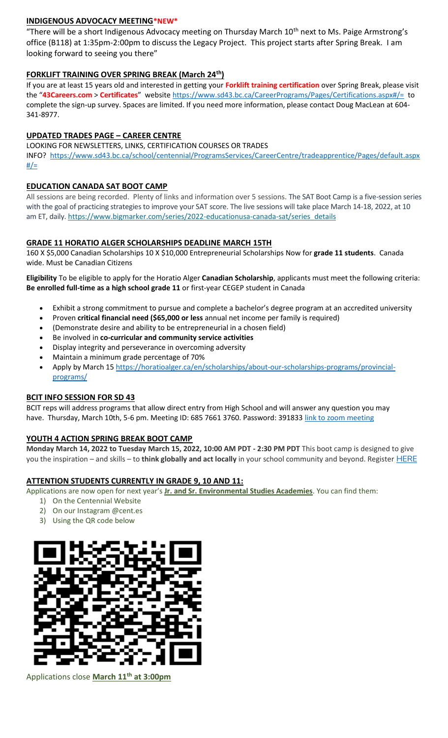## INDIGENOUS ADVOCACY MEETING*NEW*

"There will be a short Indigenous Advocacy meeting on Thursday March 10th next to Ms. Paige Armstrong's office (B118) at 1:35pm-2:00pm to discuss the Legacy Project. This project starts after Spring Break. I am looking forward to seeing you there"

## FORKLIFT TRAINING OVER SPRING BREAK (March 24th)

If you are at least 15 years old and interested in getting your **Forklift training certification** over Spring Break, please visit the "**43Careers.com** > **Certificates**" website https://www.sd43.bc.ca/CareerPrograms/Pages/Certifications.aspx#/= to complete the sign-up survey. Spaces are limited. If you need more information, please contact Doug MacLean at 604-341-8977.

## UPDATED TRADES PAGE – CAREER CENTRE

LOOKING FOR NEWSLETTERS, LINKS, CERTIFICATION COURSES OR TRADES INFO? https://www.sd43.bc.ca/school/centennial/ProgramsServices/CareerCentre/tradeapprentice/Pages/default.aspx#/=

## EDUCATION CANADA SAT BOOT CAMP

All sessions are being recorded. Plenty of links and information over 5 sessions. The SAT Boot Camp is a five-session series with the goal of practicing strategies to improve your SAT score. The live sessions will take place March 14-18, 2022, at 10 am ET, daily. https://www.bigmarker.com/series/2022-educationusa-canada-sat/series_details

## GRADE 11 HORATIO ALGER SCHOLARSHIPS DEADLINE MARCH 15TH

160 X $5,000 Canadian Scholarships 10 X $10,000 Entrepreneurial Scholarships Now for **grade 11 students**. Canada wide. Must be Canadian Citizens

**Eligibility** To be eligible to apply for the Horatio Alger **Canadian Scholarship**, applicants must meet the following criteria: **Be enrolled full-time as a high school grade 11** or first-year CEGEP student in Canada

- Exhibit a strong commitment to pursue and complete a bachelor's degree program at an accredited university
- Proven **critical financial need ($65,000 or less** annual net income per family is required)
- (Demonstrate desire and ability to be entrepreneurial in a chosen field)
- Be involved in **co-curricular and community service activities**
- Display integrity and perseverance in overcoming adversity
- Maintain a minimum grade percentage of 70%
- Apply by March 15 https://horatioalger.ca/en/scholarships/about-our-scholarships-programs/provincial-programs/

## BCIT INFO SESSION FOR SD 43

BCIT reps will address programs that allow direct entry from High School and will answer any question you may have. Thursday, March 10th, 5-6 pm. Meeting ID: 685 7661 3760. Password: 391833 link to zoom meeting

## YOUTH 4 ACTION SPRING BREAK BOOT CAMP

**Monday March 14, 2022 to Tuesday March 15, 2022, 10:00 AM PDT - 2:30 PM PDT** This boot camp is designed to give you the inspiration – and skills – to **think globally and act locally** in your school community and beyond. Register HERE

## ATTENTION STUDENTS CURRENTLY IN GRADE 9, 10 AND 11:

Applications are now open for next year's **Jr. and Sr. Environmental Studies Academies**. You can find them:

1) On the Centennial Website
2) On our Instagram @cent.es
3) Using the QR code below

Applications close **March 11th at 3:00pm**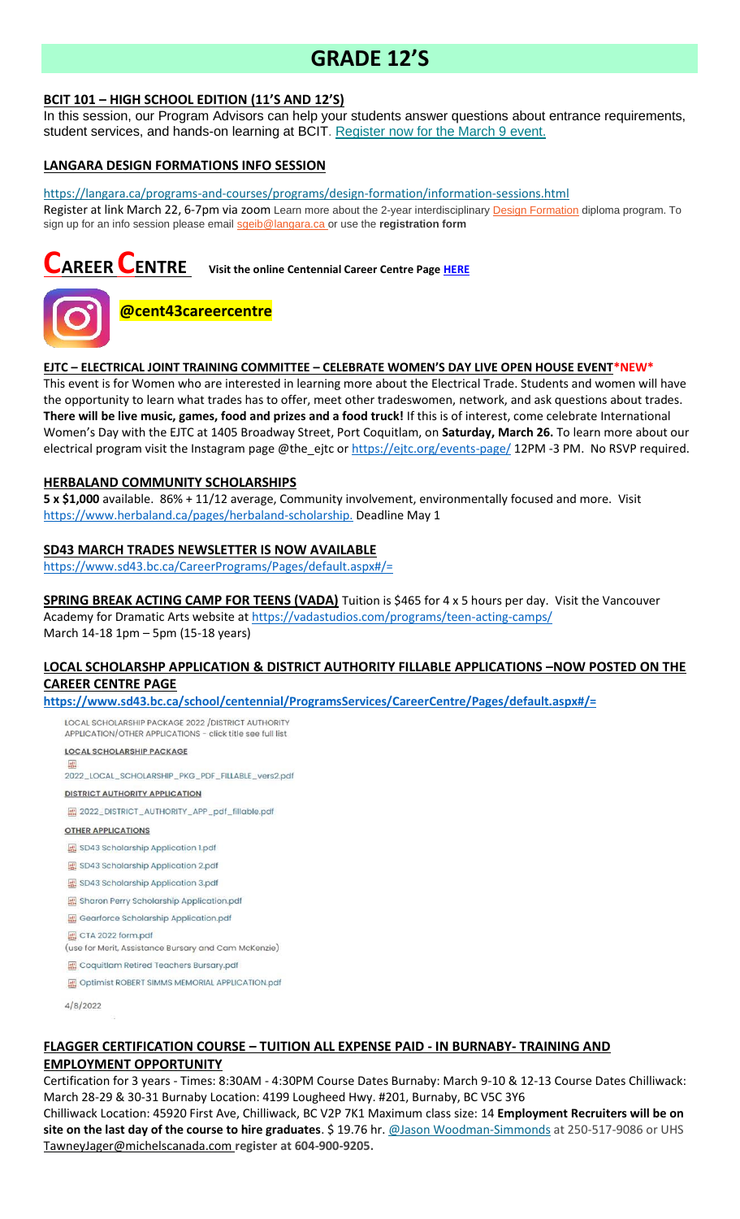# GRADE 12'S

## BCIT 101 – HIGH SCHOOL EDITION (11'S AND 12'S)

In this session, our Program Advisors can help your students answer questions about entrance requirements, student services, and hands-on learning at BCIT. Register now for the March 9 event.

## LANGARA DESIGN FORMATIONS INFO SESSION

https://langara.ca/programs-and-courses/programs/design-formation/information-sessions.html

Register at link March 22, 6-7pm via zoom Learn more about the 2-year interdisciplinary Design Formation diploma program. To sign up for an info session please email sgeib@langara.ca or use the **registration form**

# CAREER CENTRE

**Visit the online Centennial Career Centre Page HERE**

**@cent43careercentre**

## EJTC – ELECTRICAL JOINT TRAINING COMMITTEE – CELEBRATE WOMEN'S DAY LIVE OPEN HOUSE EVENT*NEW*

This event is for Women who are interested in learning more about the Electrical Trade. Students and women will have the opportunity to learn what trades has to offer, meet other tradeswomen, network, and ask questions about trades. **There will be live music, games, food and prizes and a food truck!** If this is of interest, come celebrate International Women's Day with the EJTC at 1405 Broadway Street, Port Coquitlam, on **Saturday, March 26.** To learn more about our electrical program visit the Instagram page @the_ejtc or https://ejtc.org/events-page/ 12PM -3 PM. No RSVP required.

## HERBALAND COMMUNITY SCHOLARSHIPS

**5 x $1,000** available. 86% + 11/12 average, Community involvement, environmentally focused and more. Visit https://www.herbaland.ca/pages/herbaland-scholarship. Deadline May 1

## SD43 MARCH TRADES NEWSLETTER IS NOW AVAILABLE

https://www.sd43.bc.ca/CareerPrograms/Pages/default.aspx#/=

**SPRING BREAK ACTING CAMP FOR TEENS (VADA)** Tuition is $465 for 4 x 5 hours per day. Visit the Vancouver Academy for Dramatic Arts website at https://vadastudios.com/programs/teen-acting-camps/
March 14-18 1pm – 5pm (15-18 years)

## LOCAL SCHOLARSHP APPLICATION & DISTRICT AUTHORITY FILLABLE APPLICATIONS –NOW POSTED ON THE CAREER CENTRE PAGE

**https://www.sd43.bc.ca/school/centennial/ProgramsServices/CareerCentre/Pages/default.aspx#/=**

LOCAL SCHOLARSHIP PACKAGE 2022 /DISTRICT AUTHORITY APPLICATION/OTHER APPLICATIONS - click title see full list

LOCAL SCHOLARSHIP PACKAGE

- 2022_LOCAL_SCHOLARSHIP_PKG_PDF_FILLABLE_vers2.pdf

DISTRICT AUTHORITY APPLICATION

- 2022_DISTRICT_AUTHORITY_APP_pdf_fillable.pdf

OTHER APPLICATIONS

- SD43 Scholarship Application 1.pdf
- SD43 Scholarship Application 2.pdf
- SD43 Scholarship Application 3.pdf
- Sharon Perry Scholarship Application.pdf
- Gearforce Scholarship Application.pdf
- CTA 2022 form.pdf (use for Merit, Assistance Bursary and Cam McKenzie)
- Coquitlam Retired Teachers Bursary.pdf
- Optimist ROBERT SIMMS MEMORIAL APPLICATION.pdf

4/8/2022

## FLAGGER CERTIFICATION COURSE – TUITION ALL EXPENSE PAID - IN BURNABY- TRAINING AND EMPLOYMENT OPPORTUNITY

Certification for 3 years - Times: 8:30AM - 4:30PM Course Dates Burnaby: March 9-10 & 12-13 Course Dates Chilliwack: March 28-29 & 30-31 Burnaby Location: 4199 Lougheed Hwy. #201, Burnaby, BC V5C 3Y6
Chilliwack Location: 45920 First Ave, Chilliwack, BC V2P 7K1 Maximum class size: 14 **Employment Recruiters will be on site on the last day of the course to hire graduates**. $ 19.76 hr. @Jason Woodman-Simmonds at 250-517-9086 or UHS TawneyJager@michelscanada.com **register at 604-900-9205.**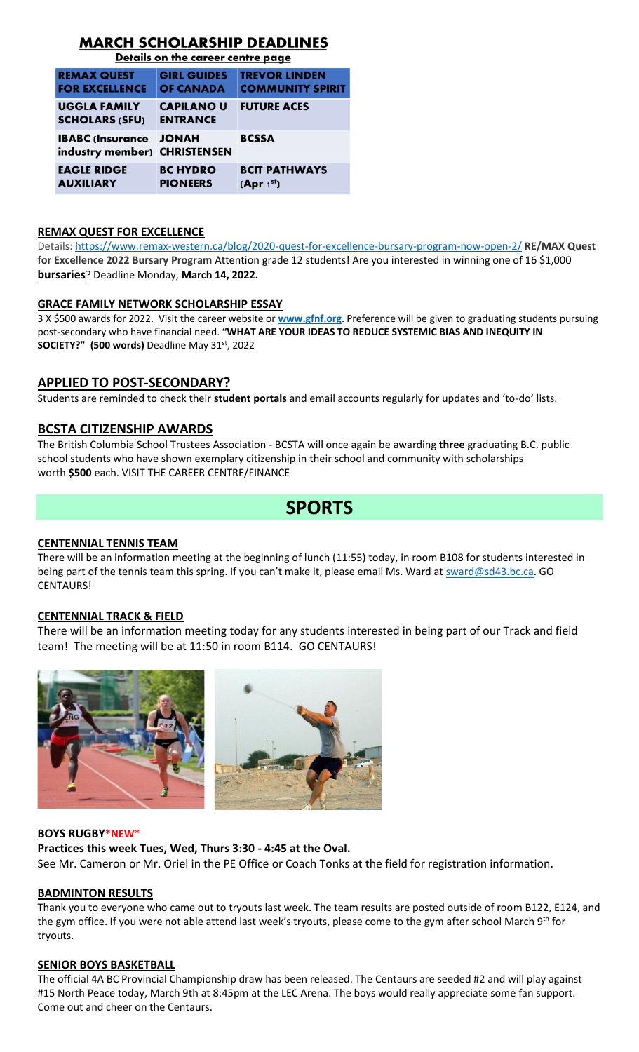# MARCH SCHOLARSHIP DEADLINES

**Details on the career centre page**

| | | |
|---|---|---|
| **REMAX QUEST FOR EXCELLENCE** | **GIRL GUIDES OF CANADA** | **TREVOR LINDEN COMMUNITY SPIRIT** |
| **UGGLA FAMILY SCHOLARS (SFU)** | **CAPILANO U ENTRANCE** | **FUTURE ACES** |
| **IBABC (Insurance industry member)** | **JONAH CHRISTENSEN** | **BCSSA** |
| **EAGLE RIDGE AUXILIARY** | **BC HYDRO PIONEERS** | **BCIT PATHWAYS (Apr 1st)** |

### REMAX QUEST FOR EXCELLENCE

Details: https://www.remax-western.ca/blog/2020-quest-for-excellence-bursary-program-now-open-2/ **RE/MAX Quest for Excellence 2022 Bursary Program** Attention grade 12 students! Are you interested in winning one of 16 $1,000 **bursaries**? Deadline Monday, **March 14, 2022.**

### GRACE FAMILY NETWORK SCHOLARSHIP ESSAY

3 X $500 awards for 2022. Visit the career website or **www.gfnf.org**. Preference will be given to graduating students pursuing post-secondary who have financial need. **"WHAT ARE YOUR IDEAS TO REDUCE SYSTEMIC BIAS AND INEQUITY IN SOCIETY?" (500 words)** Deadline May 31st, 2022

## APPLIED TO POST-SECONDARY?

Students are reminded to check their **student portals** and email accounts regularly for updates and 'to-do' lists.

## BCSTA CITIZENSHIP AWARDS

The British Columbia School Trustees Association - BCSTA will once again be awarding **three** graduating B.C. public school students who have shown exemplary citizenship in their school and community with scholarships worth **$500** each. VISIT THE CAREER CENTRE/FINANCE

# SPORTS

### CENTENNIAL TENNIS TEAM

There will be an information meeting at the beginning of lunch (11:55) today, in room B108 for students interested in being part of the tennis team this spring. If you can't make it, please email Ms. Ward at sward@sd43.bc.ca. GO CENTAURS!

### CENTENNIAL TRACK & FIELD

There will be an information meeting today for any students interested in being part of our Track and field team! The meeting will be at 11:50 in room B114. GO CENTAURS!

### BOYS RUGBY*NEW*

**Practices this week Tues, Wed, Thurs 3:30 - 4:45 at the Oval.**

See Mr. Cameron or Mr. Oriel in the PE Office or Coach Tonks at the field for registration information.

### BADMINTON RESULTS

Thank you to everyone who came out to tryouts last week. The team results are posted outside of room B122, E124, and the gym office. If you were not able attend last week's tryouts, please come to the gym after school March 9th for tryouts.

### SENIOR BOYS BASKETBALL

The official 4A BC Provincial Championship draw has been released. The Centaurs are seeded #2 and will play against #15 North Peace today, March 9th at 8:45pm at the LEC Arena. The boys would really appreciate some fan support. Come out and cheer on the Centaurs.